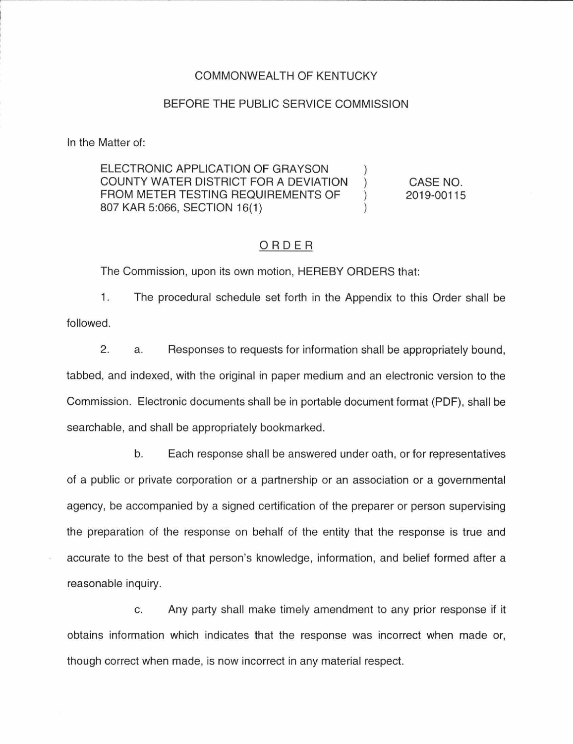COMMONWEALTH OF KENTUCKY

BEFORE THE PUBLIC SERVICE COMMISSION

In the Matter of:

| | | |
|---|---|---|
| ELECTRONIC APPLICATION OF GRAYSON COUNTY WATER DISTRICT FOR A DEVIATION FROM METER TESTING REQUIREMENTS OF 807 KAR 5:066, SECTION 16(1) | ) ) ) ) | CASE NO. 2019-00115 |

## ORDER

The Commission, upon its own motion, HEREBY ORDERS that:

1. The procedural schedule set forth in the Appendix to this Order shall be followed.

2. a. Responses to requests for information shall be appropriately bound, tabbed, and indexed, with the original in paper medium and an electronic version to the Commission. Electronic documents shall be in portable document format (PDF), shall be searchable, and shall be appropriately bookmarked.

   b. Each response shall be answered under oath, or for representatives of a public or private corporation or a partnership or an association or a governmental agency, be accompanied by a signed certification of the preparer or person supervising the preparation of the response on behalf of the entity that the response is true and accurate to the best of that person's knowledge, information, and belief formed after a reasonable inquiry.

   c. Any party shall make timely amendment to any prior response if it obtains information which indicates that the response was incorrect when made or, though correct when made, is now incorrect in any material respect.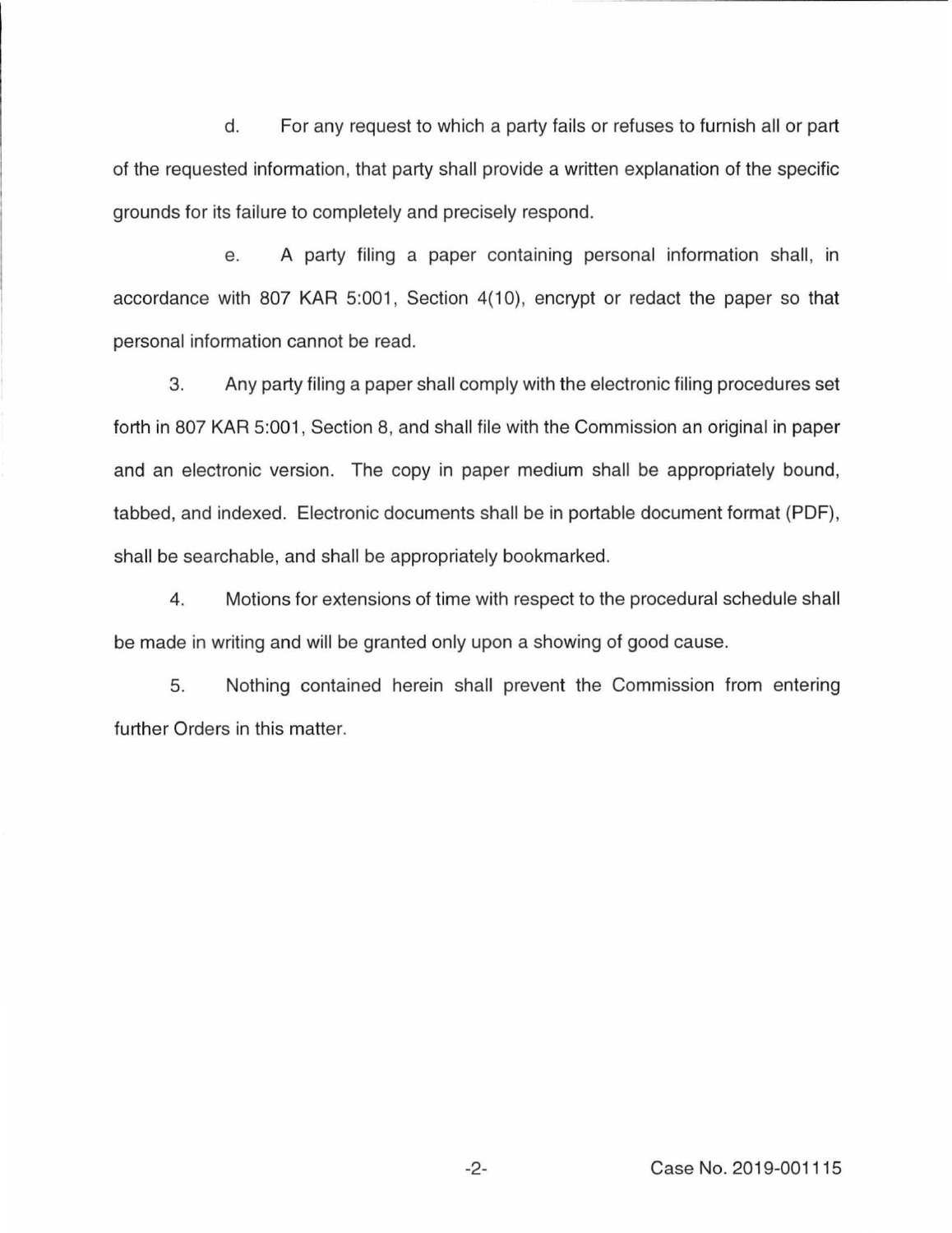d. For any request to which a party fails or refuses to furnish all or part of the requested information, that party shall provide a written explanation of the specific grounds for its failure to completely and precisely respond.

e. A party filing a paper containing personal information shall, in accordance with 807 KAR 5:001, Section 4(10), encrypt or redact the paper so that personal information cannot be read.

3. Any party filing a paper shall comply with the electronic filing procedures set forth in 807 KAR 5:001, Section 8, and shall file with the Commission an original in paper and an electronic version. The copy in paper medium shall be appropriately bound, tabbed, and indexed. Electronic documents shall be in portable document format (PDF), shall be searchable, and shall be appropriately bookmarked.

4. Motions for extensions of time with respect to the procedural schedule shall be made in writing and will be granted only upon a showing of good cause.

5. Nothing contained herein shall prevent the Commission from entering further Orders in this matter.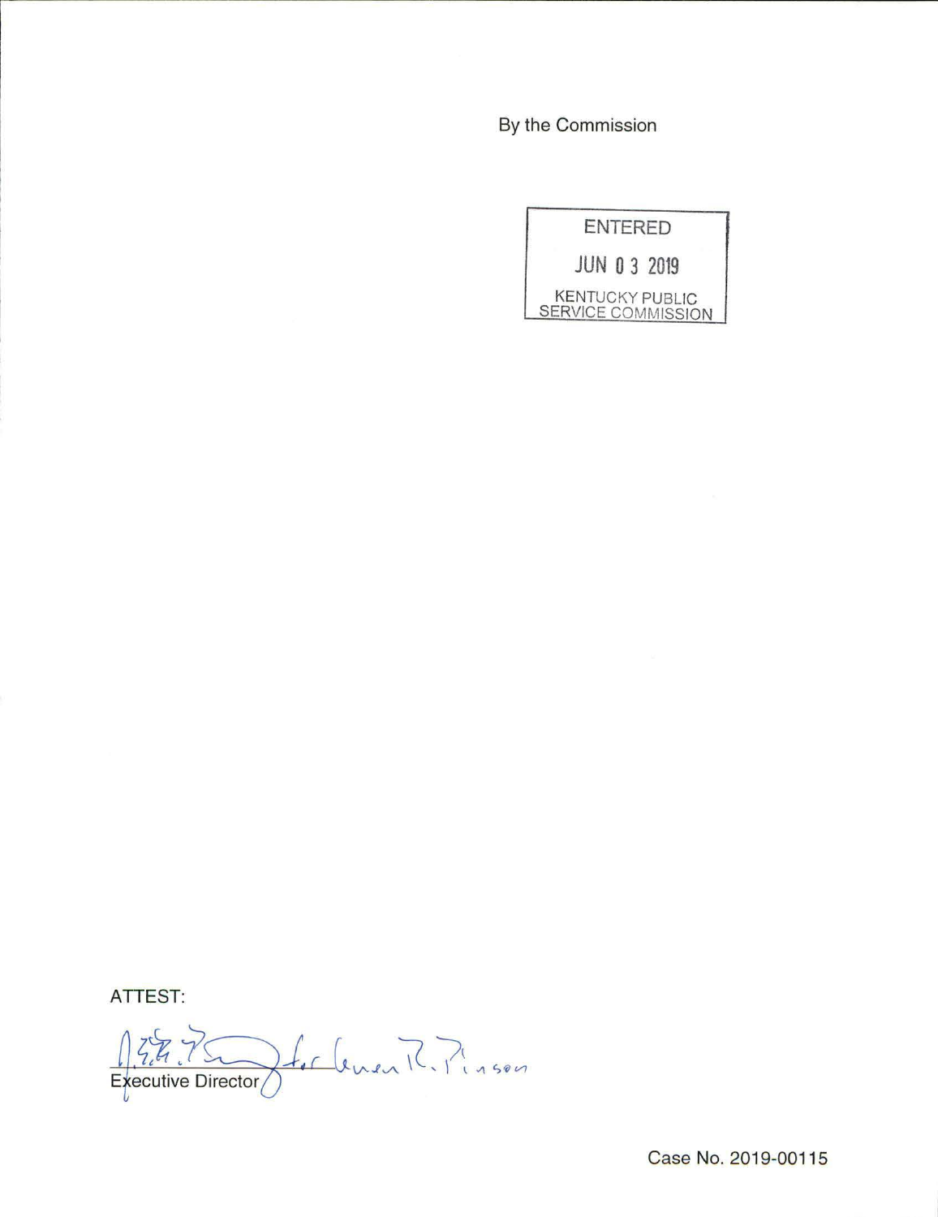By the Commission

ENTERED

JUN 03 2019

KENTUCKY PUBLIC SERVICE COMMISSION

ATTEST:

Executive Director

Case No. 2019-00115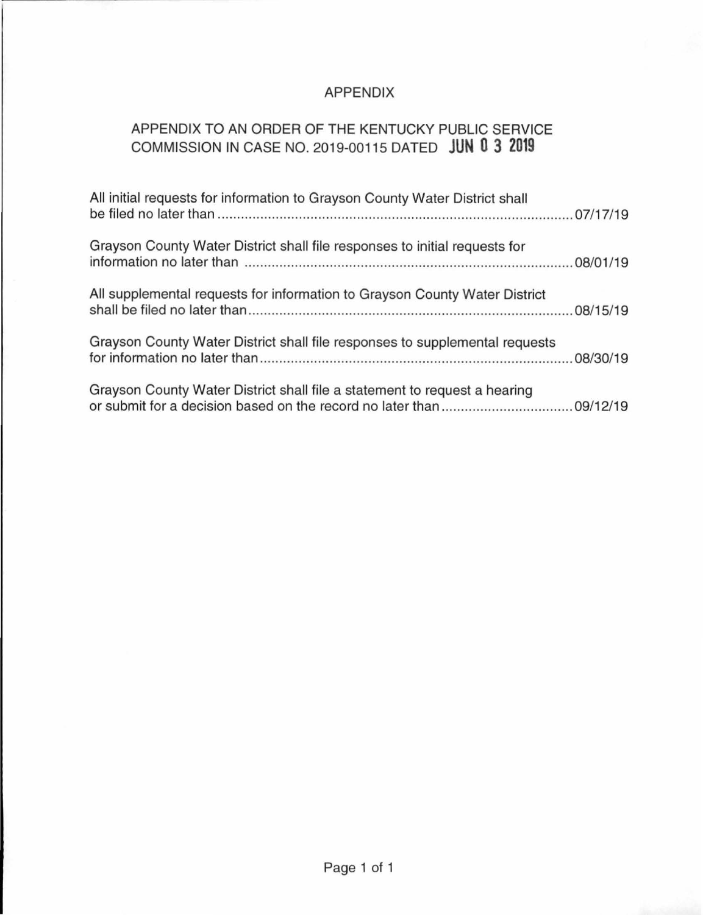# APPENDIX

## APPENDIX TO AN ORDER OF THE KENTUCKY PUBLIC SERVICE COMMISSION IN CASE NO. 2019-00115 DATED JUN 03 2019

All initial requests for information to Grayson County Water District shall be filed no later than ............................................................................................ 07/17/19

Grayson County Water District shall file responses to initial requests for information no later than ..................................................................................... 08/01/19

All supplemental requests for information to Grayson County Water District shall be filed no later than ................................................................................... 08/15/19

Grayson County Water District shall file responses to supplemental requests for information no later than ................................................................................. 08/30/19

Grayson County Water District shall file a statement to request a hearing or submit for a decision based on the record no later than .................................. 09/12/19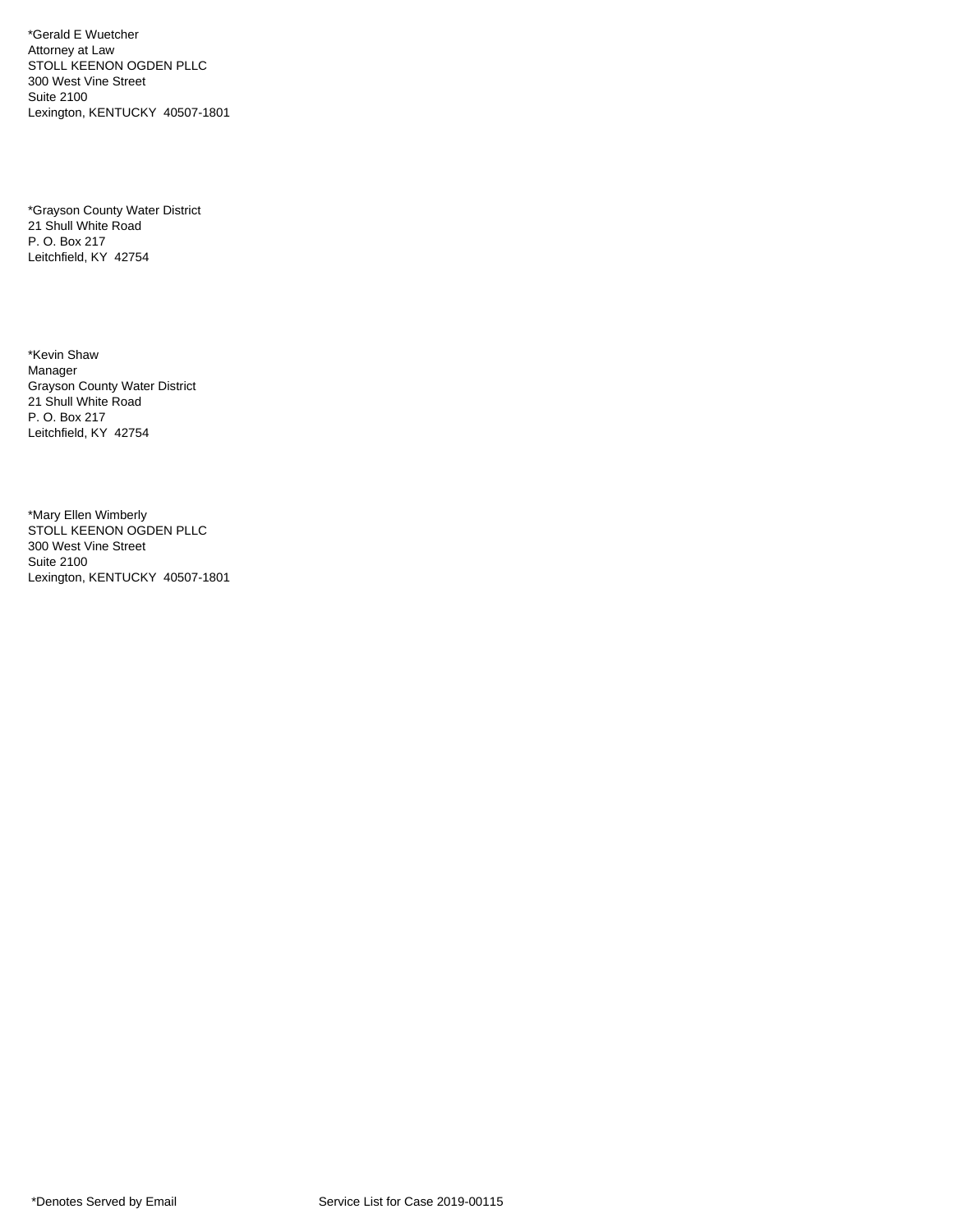*Gerald E Wuetcher
Attorney at Law
STOLL KEENON OGDEN PLLC
300 West Vine Street
Suite 2100
Lexington, KENTUCKY  40507-1801

*Grayson County Water District
21 Shull White Road
P. O. Box 217
Leitchfield, KY  42754

*Kevin Shaw
Manager
Grayson County Water District
21 Shull White Road
P. O. Box 217
Leitchfield, KY  42754

*Mary Ellen Wimberly
STOLL KEENON OGDEN PLLC
300 West Vine Street
Suite 2100
Lexington, KENTUCKY  40507-1801

*Denotes Served by Email

Service List for Case 2019-00115